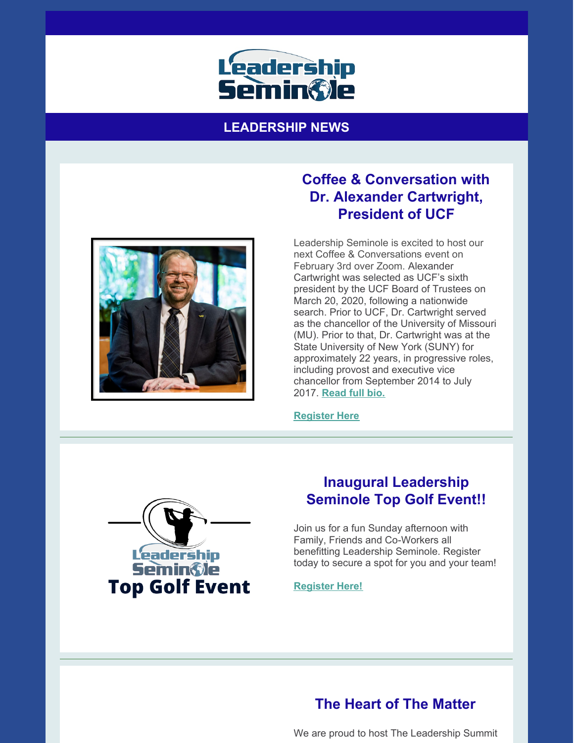Leadership Seminole

## LEADERSHIP NEWS

### Coffee & Conversation with Dr. Alexander Cartwright, President of UCF

Leadership Seminole is excited to host our next Coffee & Conversations event on February 3rd over Zoom. Alexander Cartwright was selected as UCF's sixth president by the UCF Board of Trustees on March 20, 2020, following a nationwide search. Prior to UCF, Dr. Cartwright served as the chancellor of the University of Missouri (MU). Prior to that, Dr. Cartwright was at the State University of New York (SUNY) for approximately 22 years, in progressive roles, including provost and executive vice chancellor from September 2014 to July 2017. **Read full bio.**

**Register Here**

---

### Inaugural Leadership Seminole Top Golf Event!!

Leadership Seminole Top Golf Event

Join us for a fun Sunday afternoon with Family, Friends and Co-Workers all benefitting Leadership Seminole. Register today to secure a spot for you and your team!

**Register Here!**

---

### The Heart of The Matter

We are proud to host The Leadership Summit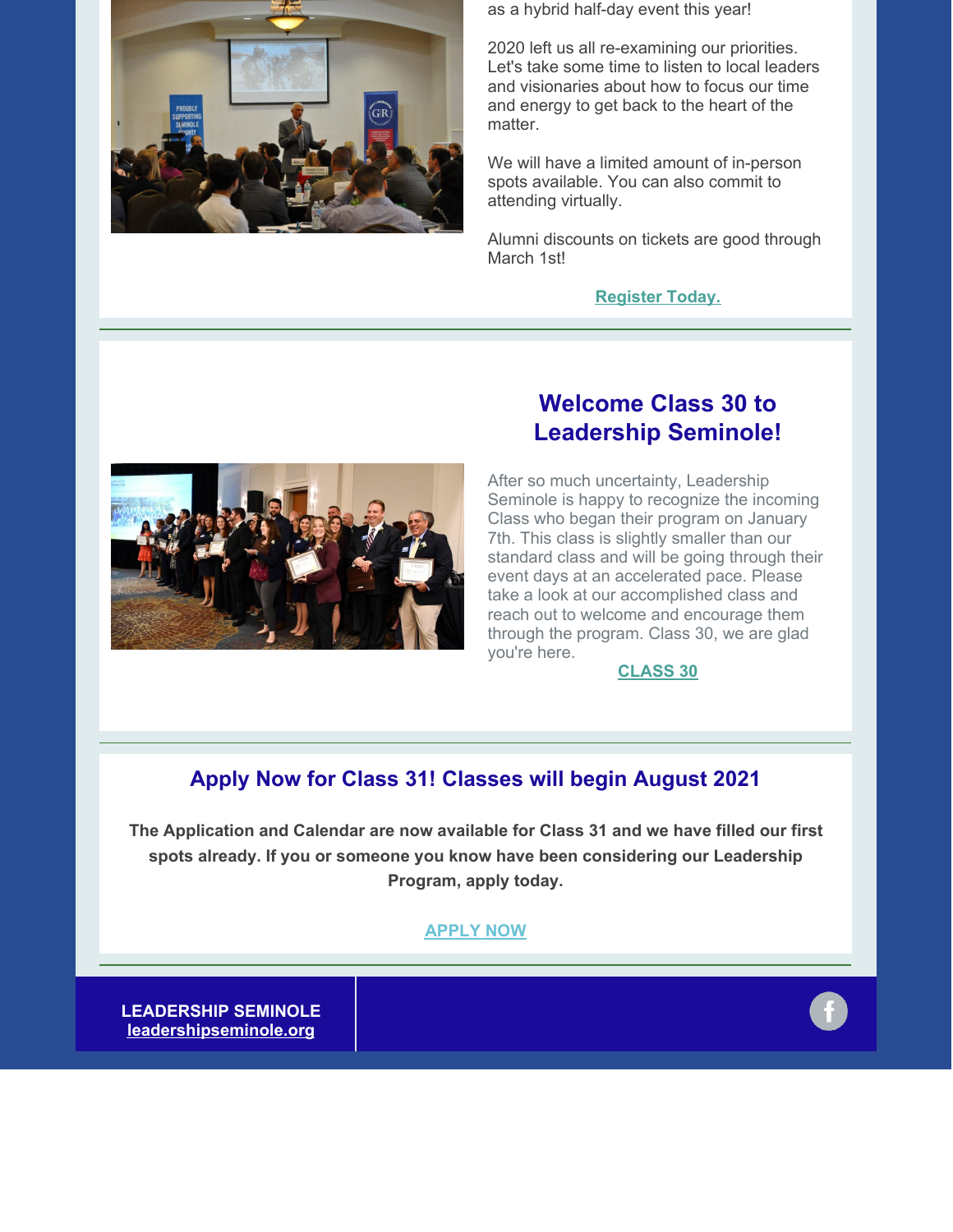as a hybrid half-day event this year!

2020 left us all re-examining our priorities. Let's take some time to listen to local leaders and visionaries about how to focus our time and energy to get back to the heart of the matter.

We will have a limited amount of in-person spots available. You can also commit to attending virtually.

Alumni discounts on tickets are good through March 1st!

**Register Today.**

---

## Welcome Class 30 to Leadership Seminole!

After so much uncertainty, Leadership Seminole is happy to recognize the incoming Class who began their program on January 7th. This class is slightly smaller than our standard class and will be going through their event days at an accelerated pace. Please take a look at our accomplished class and reach out to welcome and encourage them through the program. Class 30, we are glad you're here.

**CLASS 30**

---

## Apply Now for Class 31! Classes will begin August 2021

**The Application and Calendar are now available for Class 31 and we have filled our first spots already. If you or someone you know have been considering our Leadership Program, apply today.**

**APPLY NOW**

---

**LEADERSHIP SEMINOLE**
**leadershipseminole.org**